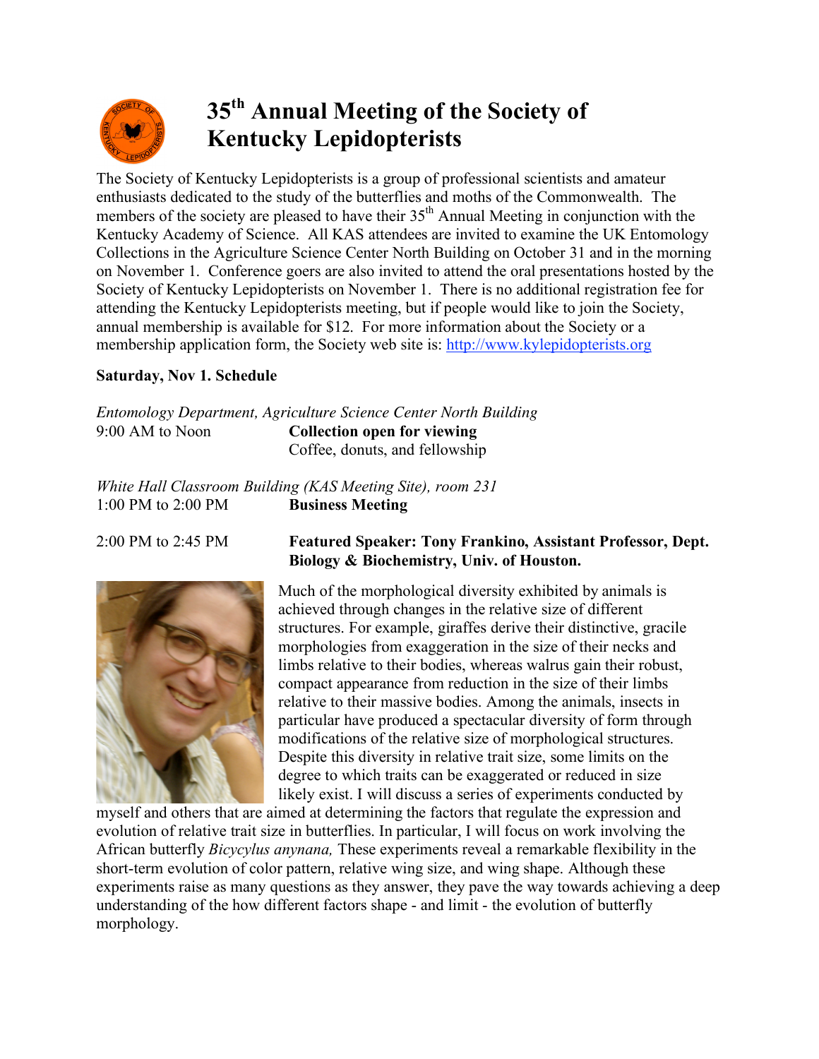# 35th Annual Meeting of the Society of Kentucky Lepidopterists

The Society of Kentucky Lepidopterists is a group of professional scientists and amateur enthusiasts dedicated to the study of the butterflies and moths of the Commonwealth. The members of the society are pleased to have their 35th Annual Meeting in conjunction with the Kentucky Academy of Science. All KAS attendees are invited to examine the UK Entomology Collections in the Agriculture Science Center North Building on October 31 and in the morning on November 1. Conference goers are also invited to attend the oral presentations hosted by the Society of Kentucky Lepidopterists on November 1. There is no additional registration fee for attending the Kentucky Lepidopterists meeting, but if people would like to join the Society, annual membership is available for $12. For more information about the Society or a membership application form, the Society web site is: http://www.kylepidopterists.org

**Saturday, Nov 1. Schedule**

*Entomology Department, Agriculture Science Center North Building*

9:00 AM to Noon — **Collection open for viewing**
Coffee, donuts, and fellowship

*White Hall Classroom Building (KAS Meeting Site), room 231*

1:00 PM to 2:00 PM — **Business Meeting**

2:00 PM to 2:45 PM — **Featured Speaker: Tony Frankino, Assistant Professor, Dept. Biology & Biochemistry, Univ. of Houston.**

Much of the morphological diversity exhibited by animals is achieved through changes in the relative size of different structures. For example, giraffes derive their distinctive, gracile morphologies from exaggeration in the size of their necks and limbs relative to their bodies, whereas walrus gain their robust, compact appearance from reduction in the size of their limbs relative to their massive bodies. Among the animals, insects in particular have produced a spectacular diversity of form through modifications of the relative size of morphological structures. Despite this diversity in relative trait size, some limits on the degree to which traits can be exaggerated or reduced in size likely exist. I will discuss a series of experiments conducted by myself and others that are aimed at determining the factors that regulate the expression and evolution of relative trait size in butterflies. In particular, I will focus on work involving the African butterfly *Bicyclus anynana,* These experiments reveal a remarkable flexibility in the short-term evolution of color pattern, relative wing size, and wing shape. Although these experiments raise as many questions as they answer, they pave the way towards achieving a deep understanding of the how different factors shape - and limit - the evolution of butterfly morphology.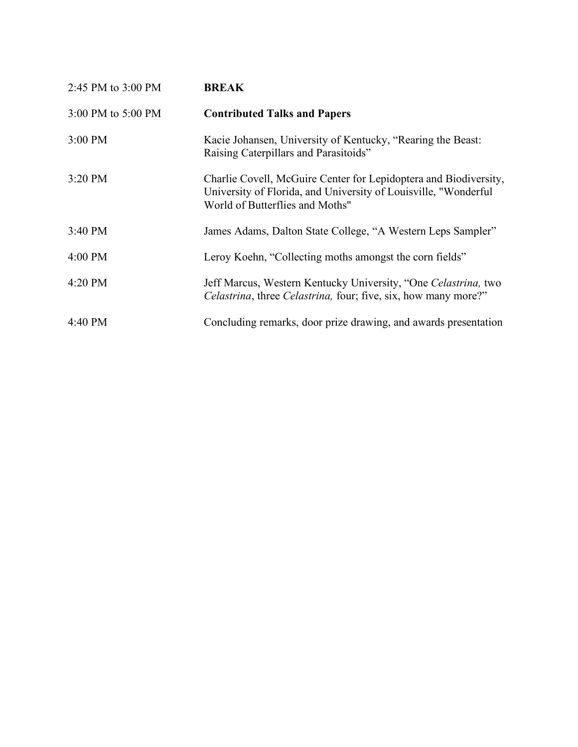| | |
|---|---|
| 2:45 PM to 3:00 PM | **BREAK** |
| 3:00 PM to 5:00 PM | **Contributed Talks and Papers** |
| 3:00 PM | Kacie Johansen, University of Kentucky, “Rearing the Beast: Raising Caterpillars and Parasitoids” |
| 3:20 PM | Charlie Covell, McGuire Center for Lepidoptera and Biodiversity, University of Florida, and University of Louisville, "Wonderful World of Butterflies and Moths" |
| 3:40 PM | James Adams, Dalton State College, “A Western Leps Sampler” |
| 4:00 PM | Leroy Koehn, “Collecting moths amongst the corn fields” |
| 4:20 PM | Jeff Marcus, Western Kentucky University, “One *Celastrina,* two *Celastrina*, three *Celastrina,* four; five, six, how many more?” |
| 4:40 PM | Concluding remarks, door prize drawing, and awards presentation |